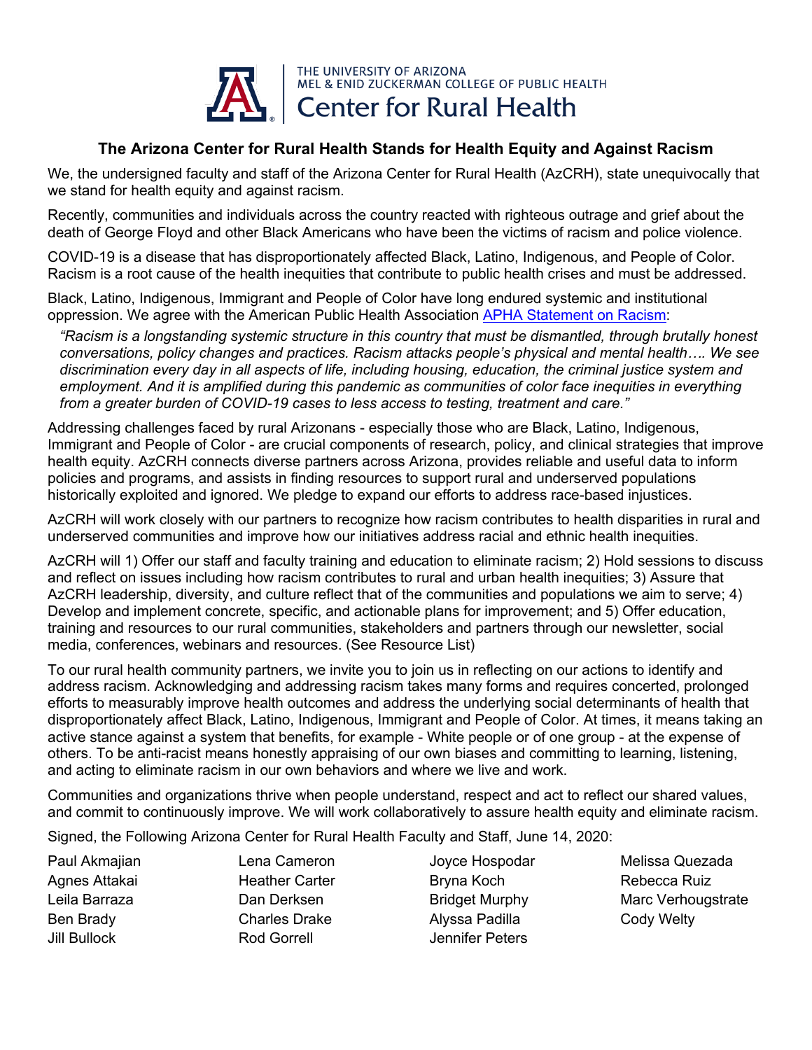THE UNIVERSITY OF ARIZONA
MEL & ENID ZUCKERMAN COLLEGE OF PUBLIC HEALTH
Center for Rural Health

## The Arizona Center for Rural Health Stands for Health Equity and Against Racism

We, the undersigned faculty and staff of the Arizona Center for Rural Health (AzCRH), state unequivocally that we stand for health equity and against racism.

Recently, communities and individuals across the country reacted with righteous outrage and grief about the death of George Floyd and other Black Americans who have been the victims of racism and police violence.

COVID-19 is a disease that has disproportionately affected Black, Latino, Indigenous, and People of Color. Racism is a root cause of the health inequities that contribute to public health crises and must be addressed.

Black, Latino, Indigenous, Immigrant and People of Color have long endured systemic and institutional oppression. We agree with the American Public Health Association APHA Statement on Racism:

> *"Racism is a longstanding systemic structure in this country that must be dismantled, through brutally honest conversations, policy changes and practices. Racism attacks people's physical and mental health…. We see discrimination every day in all aspects of life, including housing, education, the criminal justice system and employment. And it is amplified during this pandemic as communities of color face inequities in everything from a greater burden of COVID-19 cases to less access to testing, treatment and care."*

Addressing challenges faced by rural Arizonans - especially those who are Black, Latino, Indigenous, Immigrant and People of Color - are crucial components of research, policy, and clinical strategies that improve health equity. AzCRH connects diverse partners across Arizona, provides reliable and useful data to inform policies and programs, and assists in finding resources to support rural and underserved populations historically exploited and ignored. We pledge to expand our efforts to address race-based injustices.

AzCRH will work closely with our partners to recognize how racism contributes to health disparities in rural and underserved communities and improve how our initiatives address racial and ethnic health inequities.

AzCRH will 1) Offer our staff and faculty training and education to eliminate racism; 2) Hold sessions to discuss and reflect on issues including how racism contributes to rural and urban health inequities; 3) Assure that AzCRH leadership, diversity, and culture reflect that of the communities and populations we aim to serve; 4) Develop and implement concrete, specific, and actionable plans for improvement; and 5) Offer education, training and resources to our rural communities, stakeholders and partners through our newsletter, social media, conferences, webinars and resources. (See Resource List)

To our rural health community partners, we invite you to join us in reflecting on our actions to identify and address racism. Acknowledging and addressing racism takes many forms and requires concerted, prolonged efforts to measurably improve health outcomes and address the underlying social determinants of health that disproportionately affect Black, Latino, Indigenous, Immigrant and People of Color. At times, it means taking an active stance against a system that benefits, for example - White people or of one group - at the expense of others. To be anti-racist means honestly appraising of our own biases and committing to learning, listening, and acting to eliminate racism in our own behaviors and where we live and work.

Communities and organizations thrive when people understand, respect and act to reflect our shared values, and commit to continuously improve. We will work collaboratively to assure health equity and eliminate racism.

Signed, the Following Arizona Center for Rural Health Faculty and Staff, June 14, 2020:

Paul Akmajian
Agnes Attakai
Leila Barraza
Ben Brady
Jill Bullock
Lena Cameron
Heather Carter
Dan Derksen
Charles Drake
Rod Gorrell
Joyce Hospodar
Bryna Koch
Bridget Murphy
Alyssa Padilla
Jennifer Peters
Melissa Quezada
Rebecca Ruiz
Marc Verhougstrate
Cody Welty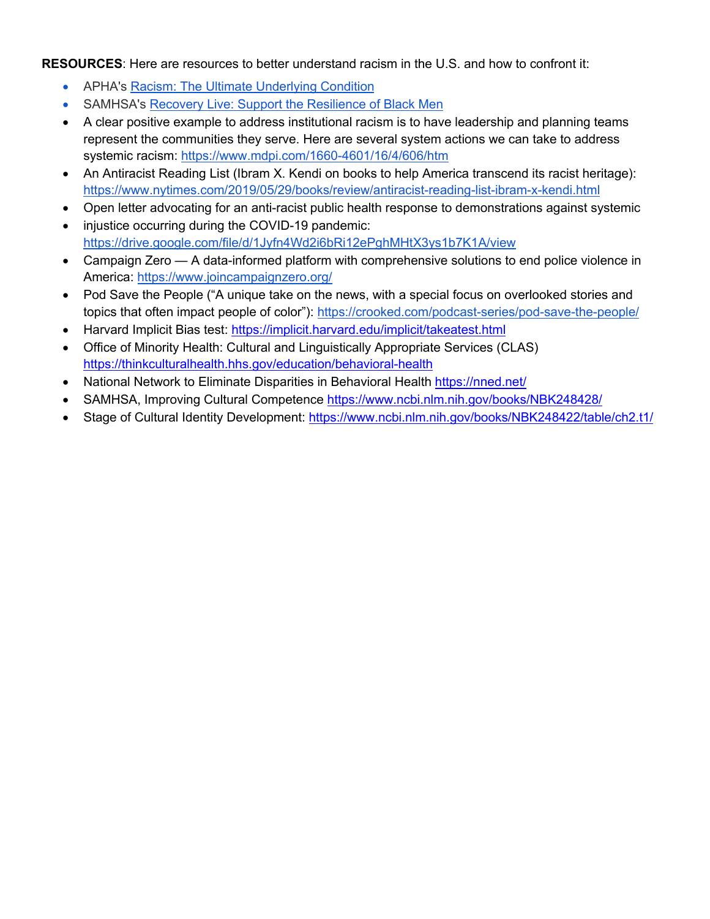**RESOURCES**: Here are resources to better understand racism in the U.S. and how to confront it:

- APHA's Racism: The Ultimate Underlying Condition
- SAMHSA's Recovery Live: Support the Resilience of Black Men
- A clear positive example to address institutional racism is to have leadership and planning teams represent the communities they serve. Here are several system actions we can take to address systemic racism: https://www.mdpi.com/1660-4601/16/4/606/htm
- An Antiracist Reading List (Ibram X. Kendi on books to help America transcend its racist heritage): https://www.nytimes.com/2019/05/29/books/review/antiracist-reading-list-ibram-x-kendi.html
- Open letter advocating for an anti-racist public health response to demonstrations against systemic
- injustice occurring during the COVID-19 pandemic: https://drive.google.com/file/d/1Jyfn4Wd2i6bRi12ePghMHtX3ys1b7K1A/view
- Campaign Zero — A data-informed platform with comprehensive solutions to end police violence in America: https://www.joincampaignzero.org/
- Pod Save the People ("A unique take on the news, with a special focus on overlooked stories and topics that often impact people of color"): https://crooked.com/podcast-series/pod-save-the-people/
- Harvard Implicit Bias test: https://implicit.harvard.edu/implicit/takeatest.html
- Office of Minority Health: Cultural and Linguistically Appropriate Services (CLAS) https://thinkculturalhealth.hhs.gov/education/behavioral-health
- National Network to Eliminate Disparities in Behavioral Health https://nned.net/
- SAMHSA, Improving Cultural Competence https://www.ncbi.nlm.nih.gov/books/NBK248428/
- Stage of Cultural Identity Development: https://www.ncbi.nlm.nih.gov/books/NBK248422/table/ch2.t1/